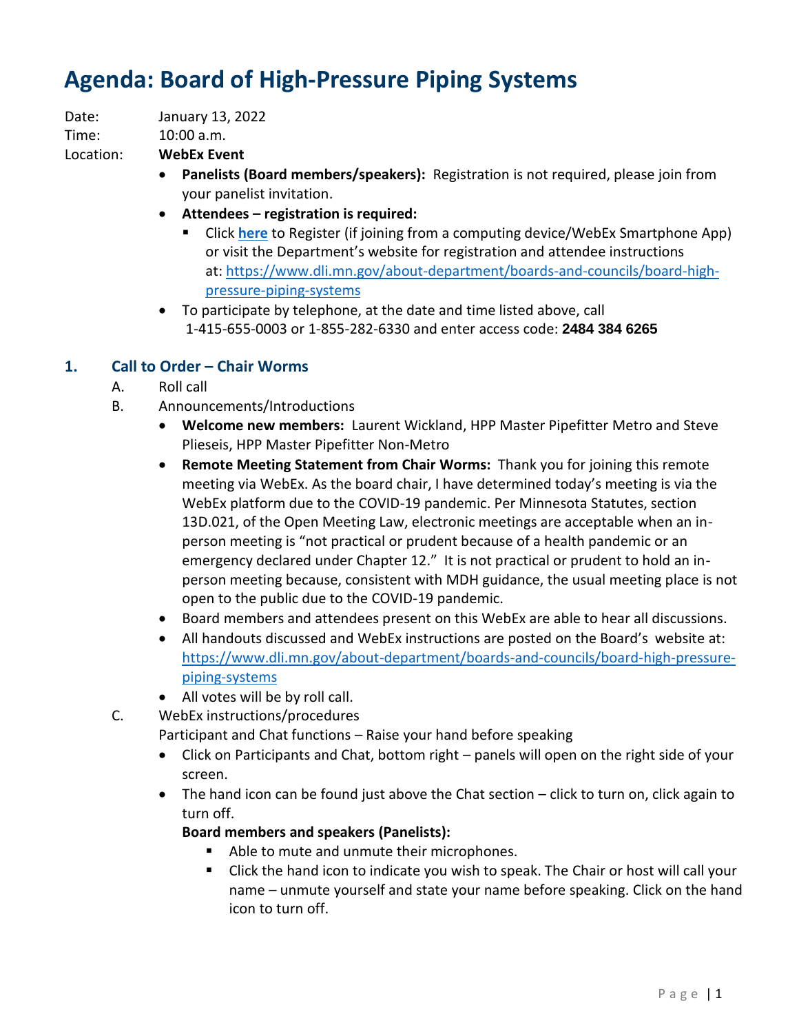# Agenda: Board of High-Pressure Piping Systems

Date: January 13, 2022

Time: 10:00 a.m.

Location: **WebEx Event**

- **Panelists (Board members/speakers):** Registration is not required, please join from your panelist invitation.
- **Attendees – registration is required:**
  - Click **here** to Register (if joining from a computing device/WebEx Smartphone App) or visit the Department's website for registration and attendee instructions at: https://www.dli.mn.gov/about-department/boards-and-councils/board-high-pressure-piping-systems
- To participate by telephone, at the date and time listed above, call 1-415-655-0003 or 1-855-282-6330 and enter access code: **2484 384 6265**

## 1. Call to Order – Chair Worms

A. Roll call

B. Announcements/Introductions

- **Welcome new members:** Laurent Wickland, HPP Master Pipefitter Metro and Steve Plieseis, HPP Master Pipefitter Non-Metro
- **Remote Meeting Statement from Chair Worms:** Thank you for joining this remote meeting via WebEx. As the board chair, I have determined today's meeting is via the WebEx platform due to the COVID-19 pandemic. Per Minnesota Statutes, section 13D.021, of the Open Meeting Law, electronic meetings are acceptable when an in-person meeting is "not practical or prudent because of a health pandemic or an emergency declared under Chapter 12." It is not practical or prudent to hold an in-person meeting because, consistent with MDH guidance, the usual meeting place is not open to the public due to the COVID-19 pandemic.
- Board members and attendees present on this WebEx are able to hear all discussions.
- All handouts discussed and WebEx instructions are posted on the Board's website at: https://www.dli.mn.gov/about-department/boards-and-councils/board-high-pressure-piping-systems
- All votes will be by roll call.

C. WebEx instructions/procedures

Participant and Chat functions – Raise your hand before speaking

- Click on Participants and Chat, bottom right – panels will open on the right side of your screen.
- The hand icon can be found just above the Chat section – click to turn on, click again to turn off.

  **Board members and speakers (Panelists):**
  - Able to mute and unmute their microphones.
  - Click the hand icon to indicate you wish to speak. The Chair or host will call your name – unmute yourself and state your name before speaking. Click on the hand icon to turn off.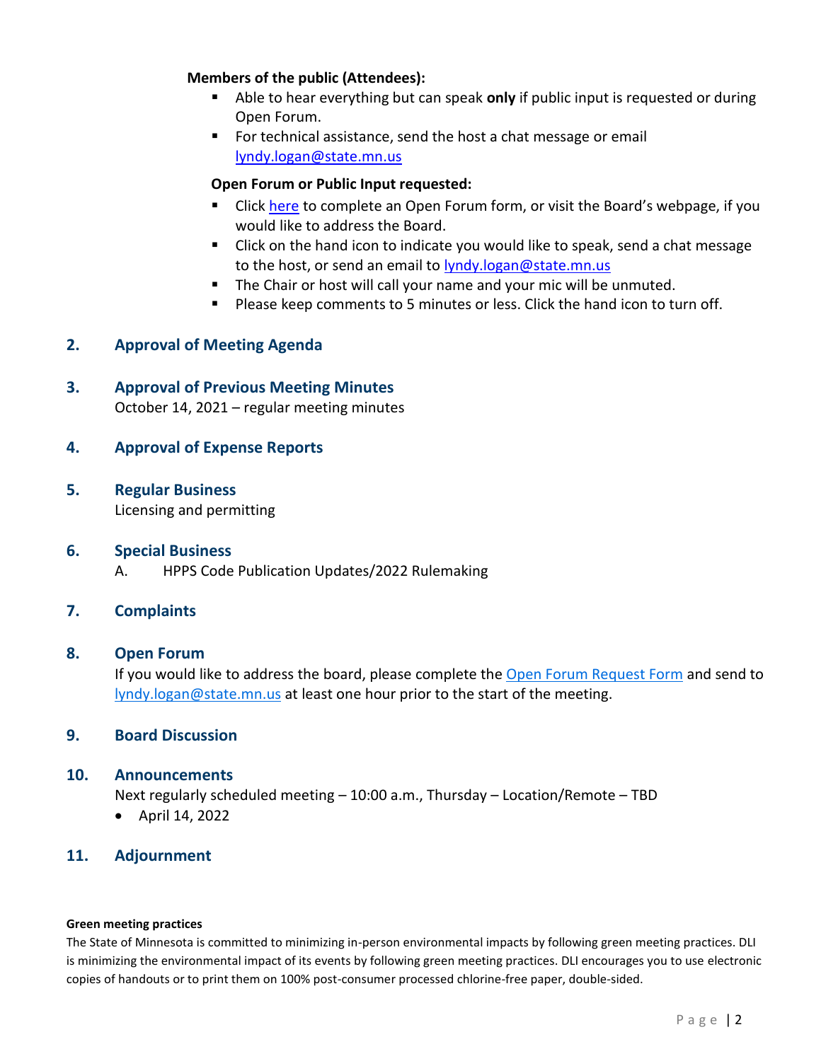**Members of the public (Attendees):**

- Able to hear everything but can speak **only** if public input is requested or during Open Forum.
- For technical assistance, send the host a chat message or email lyndy.logan@state.mn.us

**Open Forum or Public Input requested:**

- Click here to complete an Open Forum form, or visit the Board's webpage, if you would like to address the Board.
- Click on the hand icon to indicate you would like to speak, send a chat message to the host, or send an email to lyndy.logan@state.mn.us
- The Chair or host will call your name and your mic will be unmuted.
- Please keep comments to 5 minutes or less. Click the hand icon to turn off.

## 2. Approval of Meeting Agenda

## 3. Approval of Previous Meeting Minutes

October 14, 2021 – regular meeting minutes

## 4. Approval of Expense Reports

## 5. Regular Business

Licensing and permitting

## 6. Special Business

A. HPPS Code Publication Updates/2022 Rulemaking

## 7. Complaints

## 8. Open Forum

If you would like to address the board, please complete the Open Forum Request Form and send to lyndy.logan@state.mn.us at least one hour prior to the start of the meeting.

## 9. Board Discussion

## 10. Announcements

Next regularly scheduled meeting – 10:00 a.m., Thursday – Location/Remote – TBD

- April 14, 2022

## 11. Adjournment

**Green meeting practices**

The State of Minnesota is committed to minimizing in-person environmental impacts by following green meeting practices. DLI is minimizing the environmental impact of its events by following green meeting practices. DLI encourages you to use electronic copies of handouts or to print them on 100% post-consumer processed chlorine-free paper, double-sided.